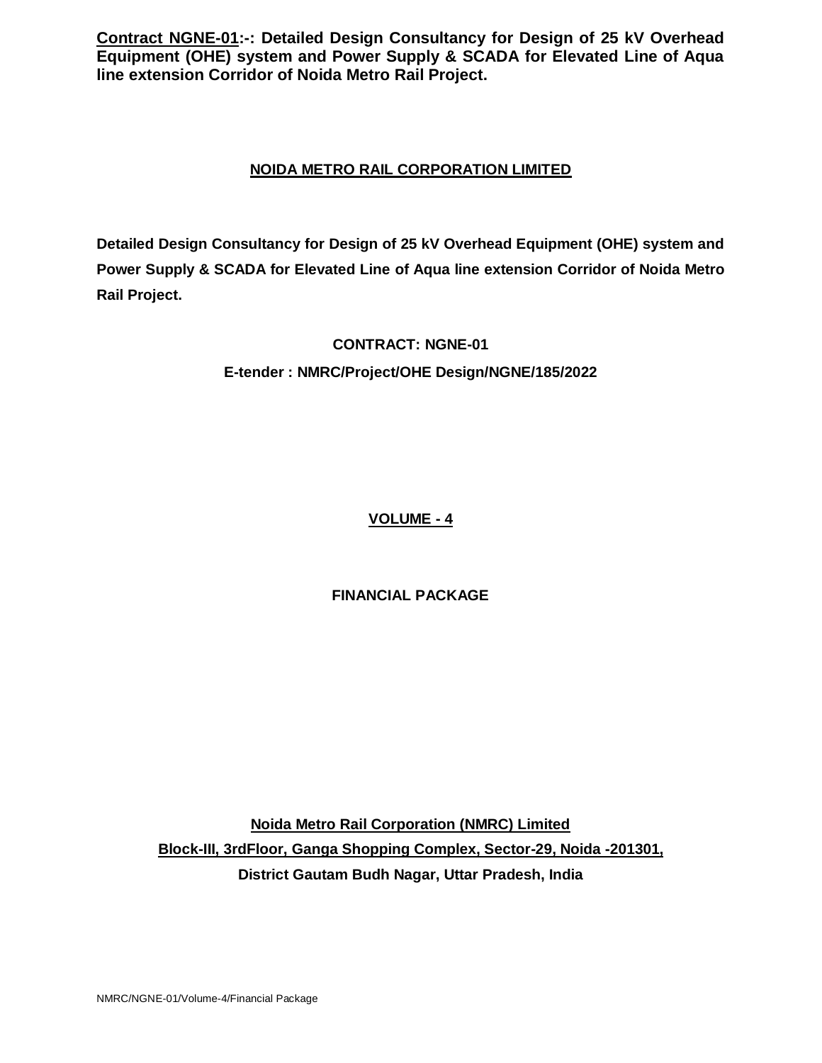**Contract NGNE-01:-: Detailed Design Consultancy for Design of 25 kV Overhead Equipment (OHE) system and Power Supply & SCADA for Elevated Line of Aqua line extension Corridor of Noida Metro Rail Project.**

# NOIDA METRO RAIL CORPORATION LIMITED

**Detailed Design Consultancy for Design of 25 kV Overhead Equipment (OHE) system and Power Supply & SCADA for Elevated Line of Aqua line extension Corridor of Noida Metro Rail Project.**

**CONTRACT: NGNE-01**

**E-tender : NMRC/Project/OHE Design/NGNE/185/2022**

## VOLUME - 4

## FINANCIAL PACKAGE

**Noida Metro Rail Corporation (NMRC) Limited**

**Block-III, 3rdFloor, Ganga Shopping Complex, Sector-29, Noida -201301,**

**District Gautam Budh Nagar, Uttar Pradesh, India**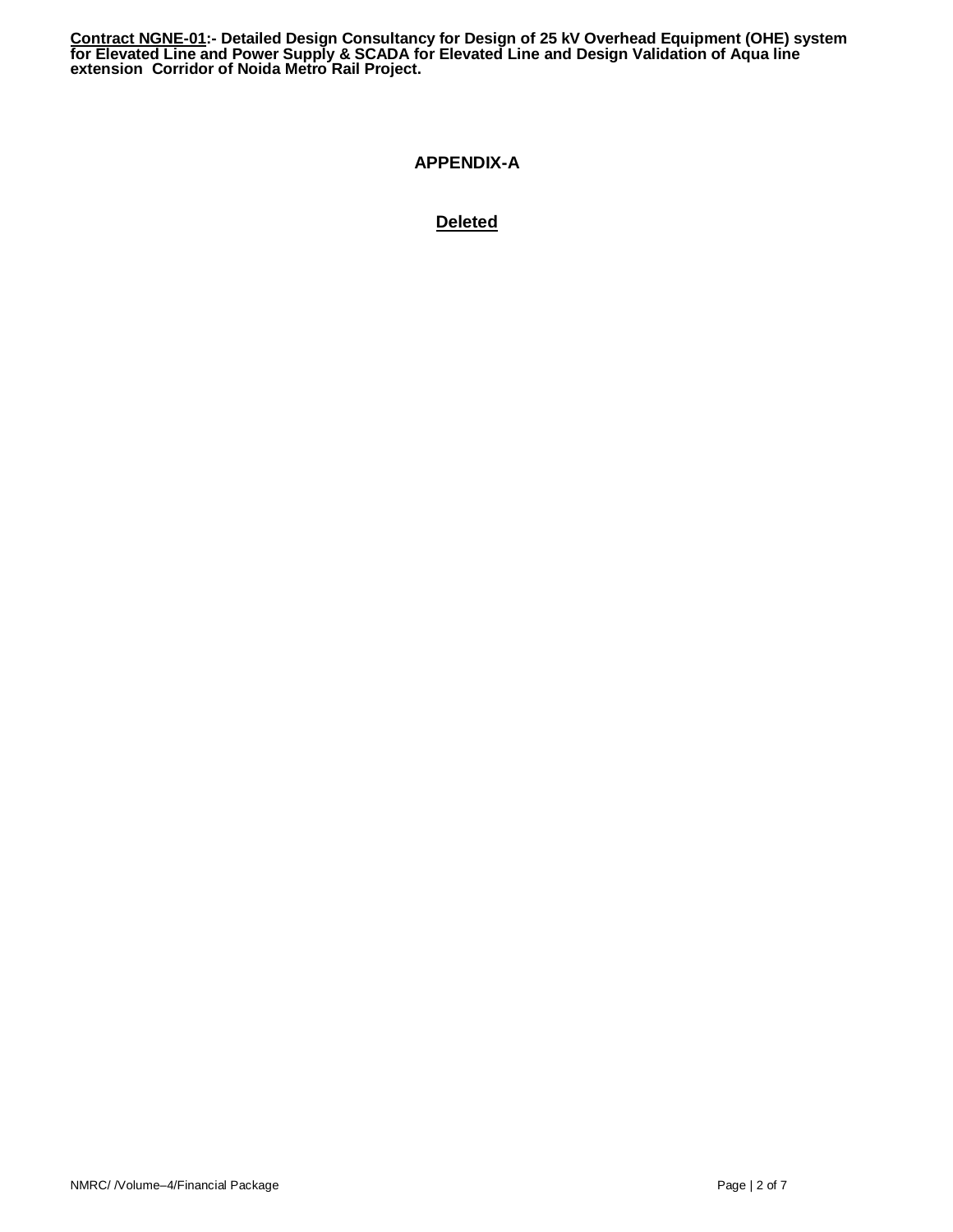# APPENDIX-A

**Deleted**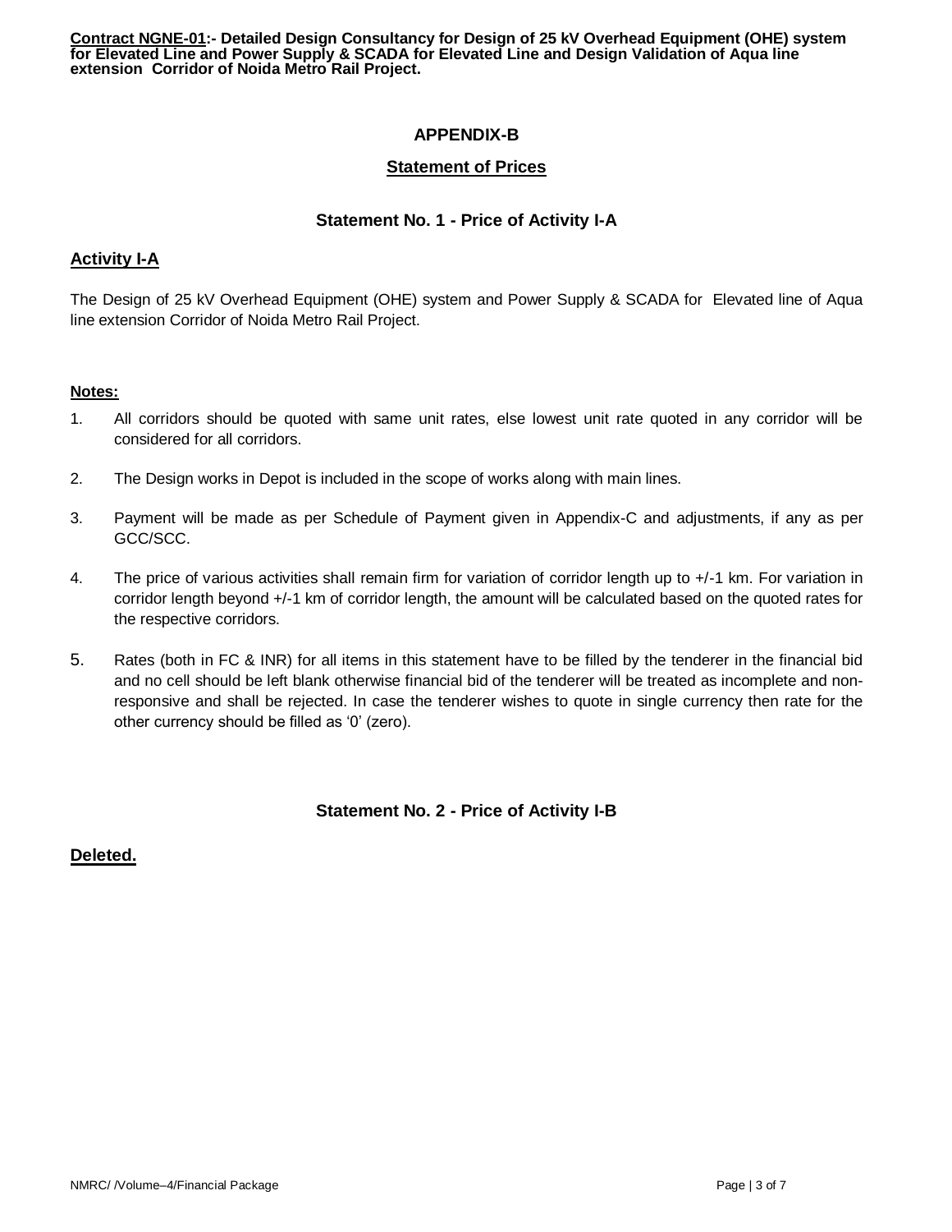## APPENDIX-B

### Statement of Prices

### Statement No. 1 - Price of Activity I-A

**Activity I-A**

The Design of 25 kV Overhead Equipment (OHE) system and Power Supply & SCADA for Elevated line of Aqua line extension Corridor of Noida Metro Rail Project.

**Notes:**

1. All corridors should be quoted with same unit rates, else lowest unit rate quoted in any corridor will be considered for all corridors.
2. The Design works in Depot is included in the scope of works along with main lines.
3. Payment will be made as per Schedule of Payment given in Appendix-C and adjustments, if any as per GCC/SCC.
4. The price of various activities shall remain firm for variation of corridor length up to +/-1 km. For variation in corridor length beyond +/-1 km of corridor length, the amount will be calculated based on the quoted rates for the respective corridors.
5. Rates (both in FC & INR) for all items in this statement have to be filled by the tenderer in the financial bid and no cell should be left blank otherwise financial bid of the tenderer will be treated as incomplete and non-responsive and shall be rejected. In case the tenderer wishes to quote in single currency then rate for the other currency should be filled as '0' (zero).

### Statement No. 2 - Price of Activity I-B

**Deleted.**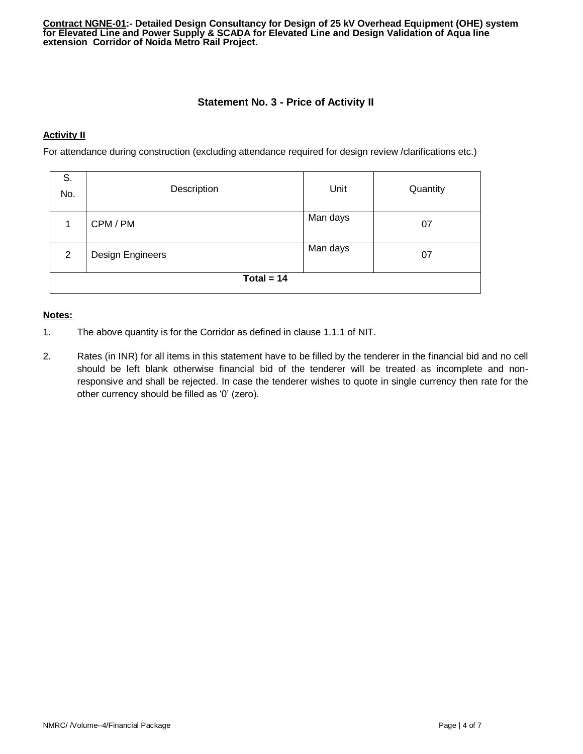## Statement No. 3 - Price of Activity II

**Activity II**

For attendance during construction (excluding attendance required for design review /clarifications etc.)

| S. No. | Description | Unit | Quantity |
|---|---|---|---|
| 1 | CPM / PM | Man days | 07 |
| 2 | Design Engineers | Man days | 07 |
| **Total = 14** | | | |

**Notes:**

1. The above quantity is for the Corridor as defined in clause 1.1.1 of NIT.

2. Rates (in INR) for all items in this statement have to be filled by the tenderer in the financial bid and no cell should be left blank otherwise financial bid of the tenderer will be treated as incomplete and non-responsive and shall be rejected. In case the tenderer wishes to quote in single currency then rate for the other currency should be filled as '0' (zero).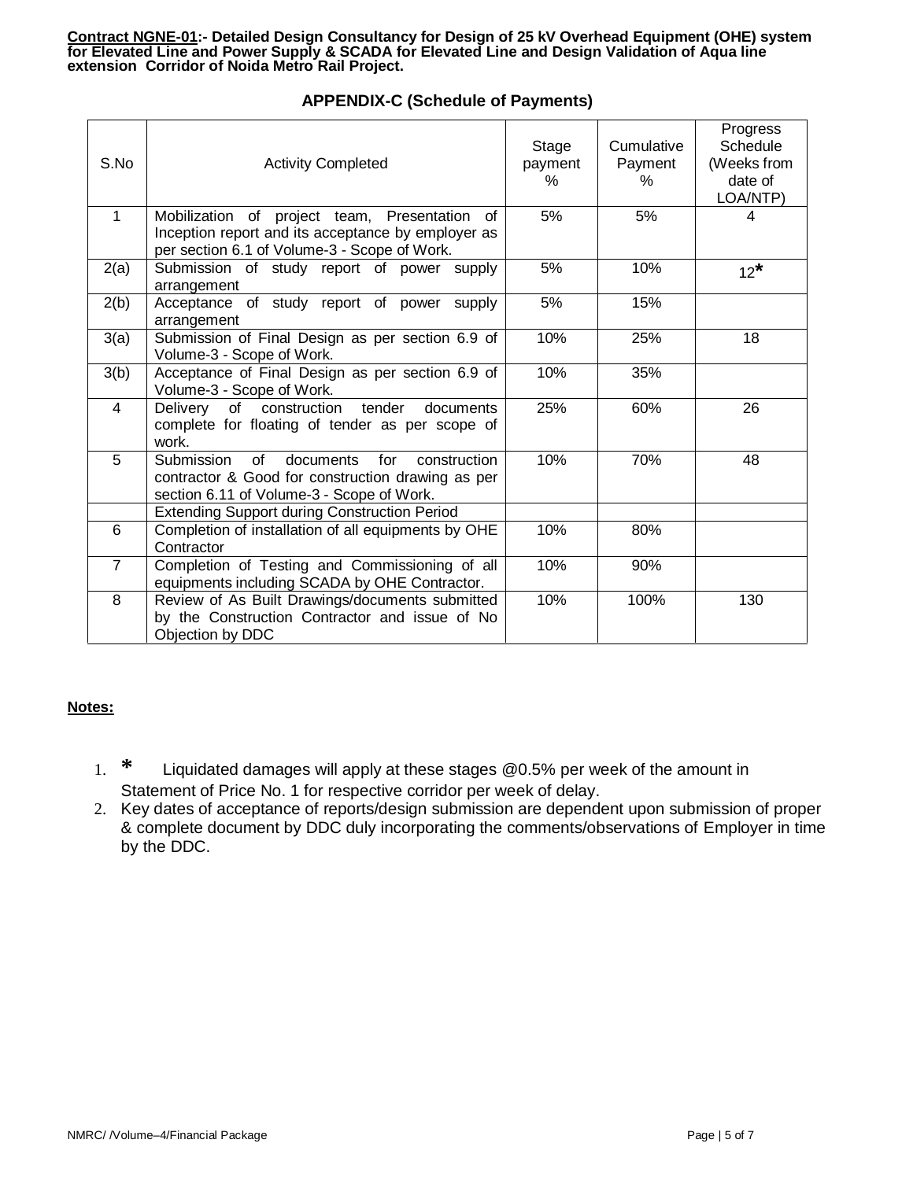**Contract NGNE-01:- Detailed Design Consultancy for Design of 25 kV Overhead Equipment (OHE) system for Elevated Line and Power Supply & SCADA for Elevated Line and Design Validation of Aqua line extension Corridor of Noida Metro Rail Project.**

## APPENDIX-C (Schedule of Payments)

| S.No | Activity Completed | Stage payment % | Cumulative Payment % | Progress Schedule (Weeks from date of LOA/NTP) |
|---|---|---|---|---|
| 1 | Mobilization of project team, Presentation of Inception report and its acceptance by employer as per section 6.1 of Volume-3 - Scope of Work. | 5% | 5% | 4 |
| 2(a) | Submission of study report of power supply arrangement | 5% | 10% | 12* |
| 2(b) | Acceptance of study report of power supply arrangement | 5% | 15% | |
| 3(a) | Submission of Final Design as per section 6.9 of Volume-3 - Scope of Work. | 10% | 25% | 18 |
| 3(b) | Acceptance of Final Design as per section 6.9 of Volume-3 - Scope of Work. | 10% | 35% | |
| 4 | Delivery of construction tender documents complete for floating of tender as per scope of work. | 25% | 60% | 26 |
| 5 | Submission of documents for construction contractor & Good for construction drawing as per section 6.11 of Volume-3 - Scope of Work. | 10% | 70% | 48 |
| | Extending Support during Construction Period | | | |
| 6 | Completion of installation of all equipments by OHE Contractor | 10% | 80% | |
| 7 | Completion of Testing and Commissioning of all equipments including SCADA by OHE Contractor. | 10% | 90% | |
| 8 | Review of As Built Drawings/documents submitted by the Construction Contractor and issue of No Objection by DDC | 10% | 100% | 130 |

**Notes:**

1. * Liquidated damages will apply at these stages @0.5% per week of the amount in Statement of Price No. 1 for respective corridor per week of delay.
2. Key dates of acceptance of reports/design submission are dependent upon submission of proper & complete document by DDC duly incorporating the comments/observations of Employer in time by the DDC.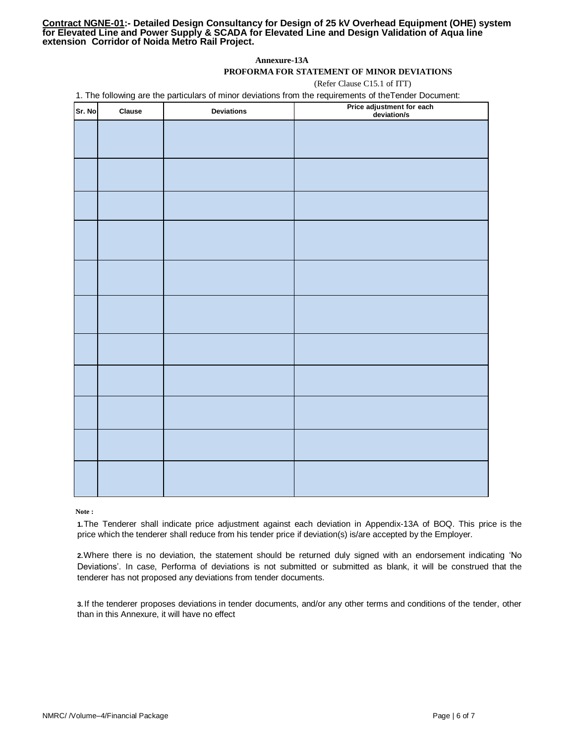**Contract NGNE-01:- Detailed Design Consultancy for Design of 25 kV Overhead Equipment (OHE) system for Elevated Line and Power Supply & SCADA for Elevated Line and Design Validation of Aqua line extension Corridor of Noida Metro Rail Project.**

**Annexure-13A**

**PROFORMA FOR STATEMENT OF MINOR DEVIATIONS**

(Refer Clause C15.1 of ITT)

1. The following are the particulars of minor deviations from the requirements of theTender Document:

| Sr. No | Clause | Deviations | Price adjustment for each deviation/s |
|---|---|---|---|
| | | | |
| | | | |
| | | | |
| | | | |
| | | | |
| | | | |
| | | | |
| | | | |
| | | | |
| | | | |
| | | | |

**Note :**

**1.** The Tenderer shall indicate price adjustment against each deviation in Appendix-13A of BOQ. This price is the price which the tenderer shall reduce from his tender price if deviation(s) is/are accepted by the Employer.

**2.** Where there is no deviation, the statement should be returned duly signed with an endorsement indicating 'No Deviations'. In case, Performa of deviations is not submitted or submitted as blank, it will be construed that the tenderer has not proposed any deviations from tender documents.

**3.** If the tenderer proposes deviations in tender documents, and/or any other terms and conditions of the tender, other than in this Annexure, it will have no effect